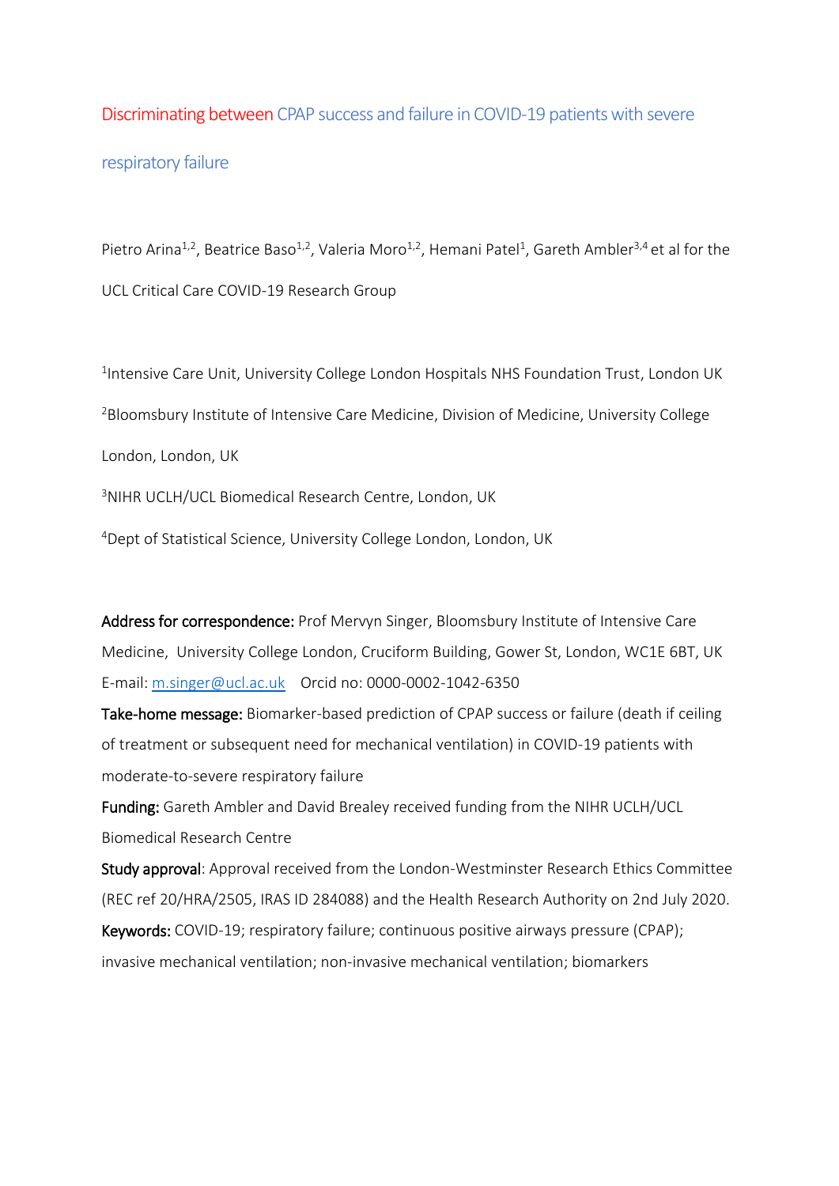# Discriminating between CPAP success and failure in COVID-19 patients with severe respiratory failure

Pietro Arina[1,2], Beatrice Baso[1,2], Valeria Moro[1,2], Hemani Patel[1], Gareth Ambler[3,4] et al for the UCL Critical Care COVID-19 Research Group

[1]Intensive Care Unit, University College London Hospitals NHS Foundation Trust, London UK

[2]Bloomsbury Institute of Intensive Care Medicine, Division of Medicine, University College London, London, UK

[3]NIHR UCLH/UCL Biomedical Research Centre, London, UK

[4]Dept of Statistical Science, University College London, London, UK

**Address for correspondence:** Prof Mervyn Singer, Bloomsbury Institute of Intensive Care Medicine, University College London, Cruciform Building, Gower St, London, WC1E 6BT, UK
E-mail: m.singer@ucl.ac.uk Orcid no: 0000-0002-1042-6350

**Take-home message:** Biomarker-based prediction of CPAP success or failure (death if ceiling of treatment or subsequent need for mechanical ventilation) in COVID-19 patients with moderate-to-severe respiratory failure

**Funding:** Gareth Ambler and David Brealey received funding from the NIHR UCLH/UCL Biomedical Research Centre

**Study approval**: Approval received from the London-Westminster Research Ethics Committee (REC ref 20/HRA/2505, IRAS ID 284088) and the Health Research Authority on 2nd July 2020.

**Keywords:** COVID-19; respiratory failure; continuous positive airways pressure (CPAP); invasive mechanical ventilation; non-invasive mechanical ventilation; biomarkers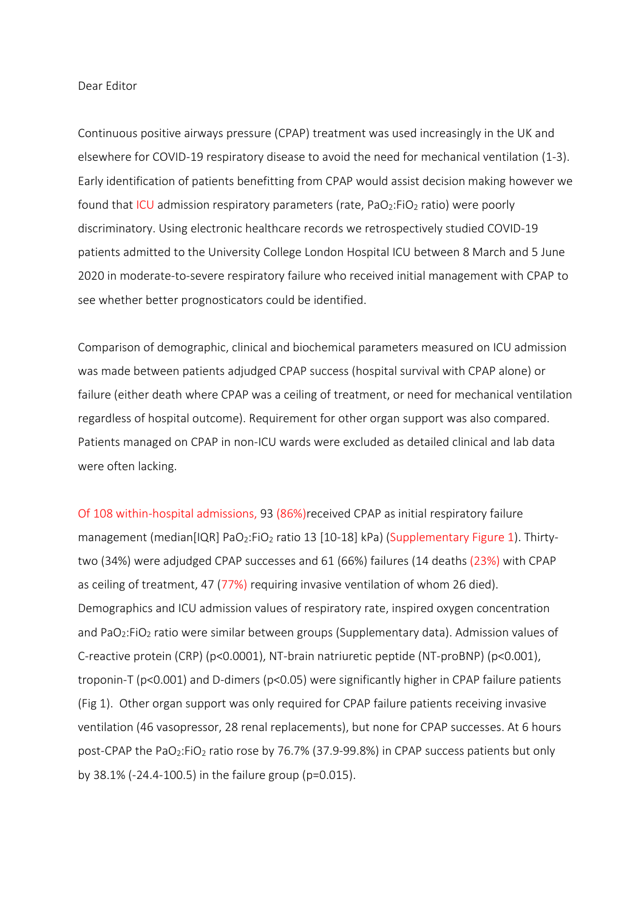Dear Editor

Continuous positive airways pressure (CPAP) treatment was used increasingly in the UK and elsewhere for COVID-19 respiratory disease to avoid the need for mechanical ventilation (1-3). Early identification of patients benefitting from CPAP would assist decision making however we found that ICU admission respiratory parameters (rate, $PaO_2$:$FiO_2$ ratio) were poorly discriminatory. Using electronic healthcare records we retrospectively studied COVID-19 patients admitted to the University College London Hospital ICU between 8 March and 5 June 2020 in moderate-to-severe respiratory failure who received initial management with CPAP to see whether better prognosticators could be identified.

Comparison of demographic, clinical and biochemical parameters measured on ICU admission was made between patients adjudged CPAP success (hospital survival with CPAP alone) or failure (either death where CPAP was a ceiling of treatment, or need for mechanical ventilation regardless of hospital outcome). Requirement for other organ support was also compared. Patients managed on CPAP in non-ICU wards were excluded as detailed clinical and lab data were often lacking.

Of 108 within-hospital admissions, 93 (86%)received CPAP as initial respiratory failure management (median[IQR] $PaO_2$:$FiO_2$ ratio 13 [10-18] kPa) (Supplementary Figure 1). Thirty-two (34%) were adjudged CPAP successes and 61 (66%) failures (14 deaths (23%) with CPAP as ceiling of treatment, 47 (77%) requiring invasive ventilation of whom 26 died). Demographics and ICU admission values of respiratory rate, inspired oxygen concentration and $PaO_2$:$FiO_2$ ratio were similar between groups (Supplementary data). Admission values of C-reactive protein (CRP) ($p<0.0001$), NT-brain natriuretic peptide (NT-proBNP) ($p<0.001$), troponin-T ($p<0.001$) and D-dimers ($p<0.05$) were significantly higher in CPAP failure patients (Fig 1). Other organ support was only required for CPAP failure patients receiving invasive ventilation (46 vasopressor, 28 renal replacements), but none for CPAP successes. At 6 hours post-CPAP the $PaO_2$:$FiO_2$ ratio rose by 76.7% (37.9-99.8%) in CPAP success patients but only by 38.1% (-24.4-100.5) in the failure group ($p=0.015$).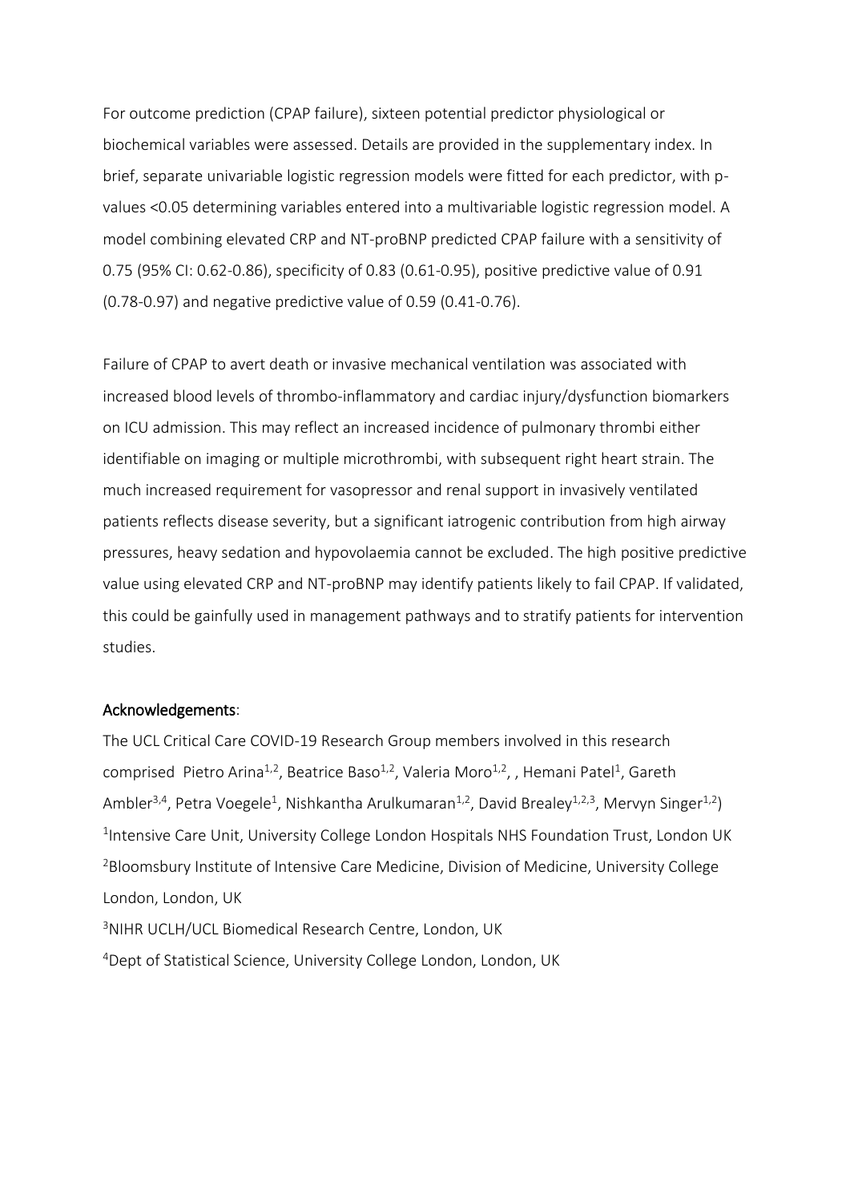For outcome prediction (CPAP failure), sixteen potential predictor physiological or biochemical variables were assessed. Details are provided in the supplementary index. In brief, separate univariable logistic regression models were fitted for each predictor, with p-values <0.05 determining variables entered into a multivariable logistic regression model. A model combining elevated CRP and NT-proBNP predicted CPAP failure with a sensitivity of 0.75 (95% CI: 0.62-0.86), specificity of 0.83 (0.61-0.95), positive predictive value of 0.91 (0.78-0.97) and negative predictive value of 0.59 (0.41-0.76).

Failure of CPAP to avert death or invasive mechanical ventilation was associated with increased blood levels of thrombo-inflammatory and cardiac injury/dysfunction biomarkers on ICU admission. This may reflect an increased incidence of pulmonary thrombi either identifiable on imaging or multiple microthrombi, with subsequent right heart strain. The much increased requirement for vasopressor and renal support in invasively ventilated patients reflects disease severity, but a significant iatrogenic contribution from high airway pressures, heavy sedation and hypovolaemia cannot be excluded. The high positive predictive value using elevated CRP and NT-proBNP may identify patients likely to fail CPAP. If validated, this could be gainfully used in management pathways and to stratify patients for intervention studies.

## Acknowledgements:

The UCL Critical Care COVID-19 Research Group members involved in this research comprised Pietro Arina[1,2], Beatrice Baso[1,2], Valeria Moro[1,2], , Hemani Patel[1], Gareth Ambler[3,4], Petra Voegele[1], Nishkantha Arulkumaran[1,2], David Brealey[1,2,3], Mervyn Singer[1,2])

[1]Intensive Care Unit, University College London Hospitals NHS Foundation Trust, London UK

[2]Bloomsbury Institute of Intensive Care Medicine, Division of Medicine, University College London, London, UK

[3]NIHR UCLH/UCL Biomedical Research Centre, London, UK

[4]Dept of Statistical Science, University College London, London, UK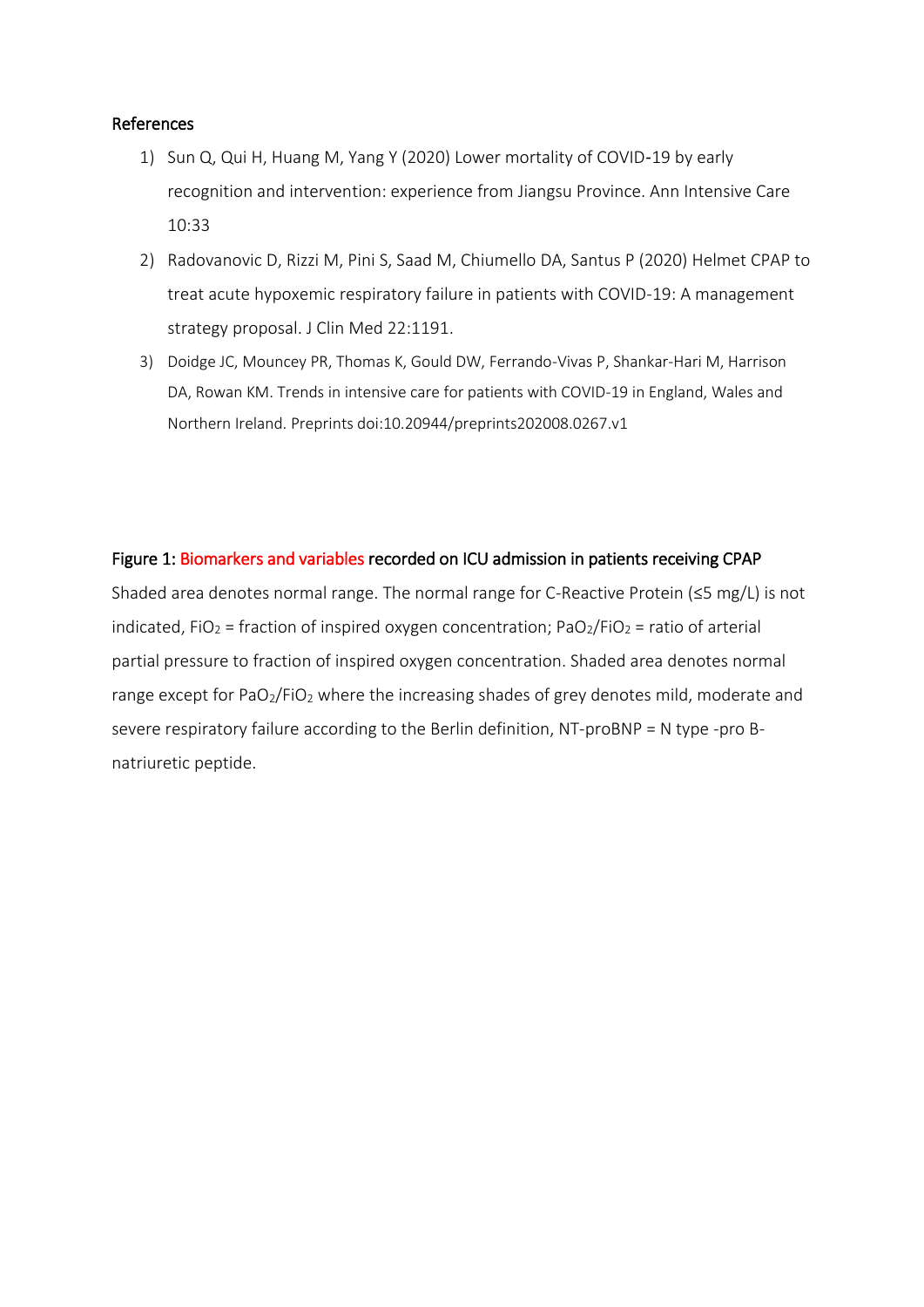## References

1) Sun Q, Qui H, Huang M, Yang Y (2020) Lower mortality of COVID-19 by early recognition and intervention: experience from Jiangsu Province. Ann Intensive Care 10:33
2) Radovanovic D, Rizzi M, Pini S, Saad M, Chiumello DA, Santus P (2020) Helmet CPAP to treat acute hypoxemic respiratory failure in patients with COVID-19: A management strategy proposal. J Clin Med 22:1191.
3) Doidge JC, Mouncey PR, Thomas K, Gould DW, Ferrando-Vivas P, Shankar-Hari M, Harrison DA, Rowan KM. Trends in intensive care for patients with COVID-19 in England, Wales and Northern Ireland. Preprints doi:10.20944/preprints202008.0267.v1

Figure 1: Biomarkers and variables recorded on ICU admission in patients receiving CPAP

Shaded area denotes normal range. The normal range for C-Reactive Protein (≤5 mg/L) is not indicated, $FiO_2$ = fraction of inspired oxygen concentration; $PaO_2/FiO_2$ = ratio of arterial partial pressure to fraction of inspired oxygen concentration. Shaded area denotes normal range except for $PaO_2/FiO_2$ where the increasing shades of grey denotes mild, moderate and severe respiratory failure according to the Berlin definition, NT-proBNP = N type -pro B-natriuretic peptide.